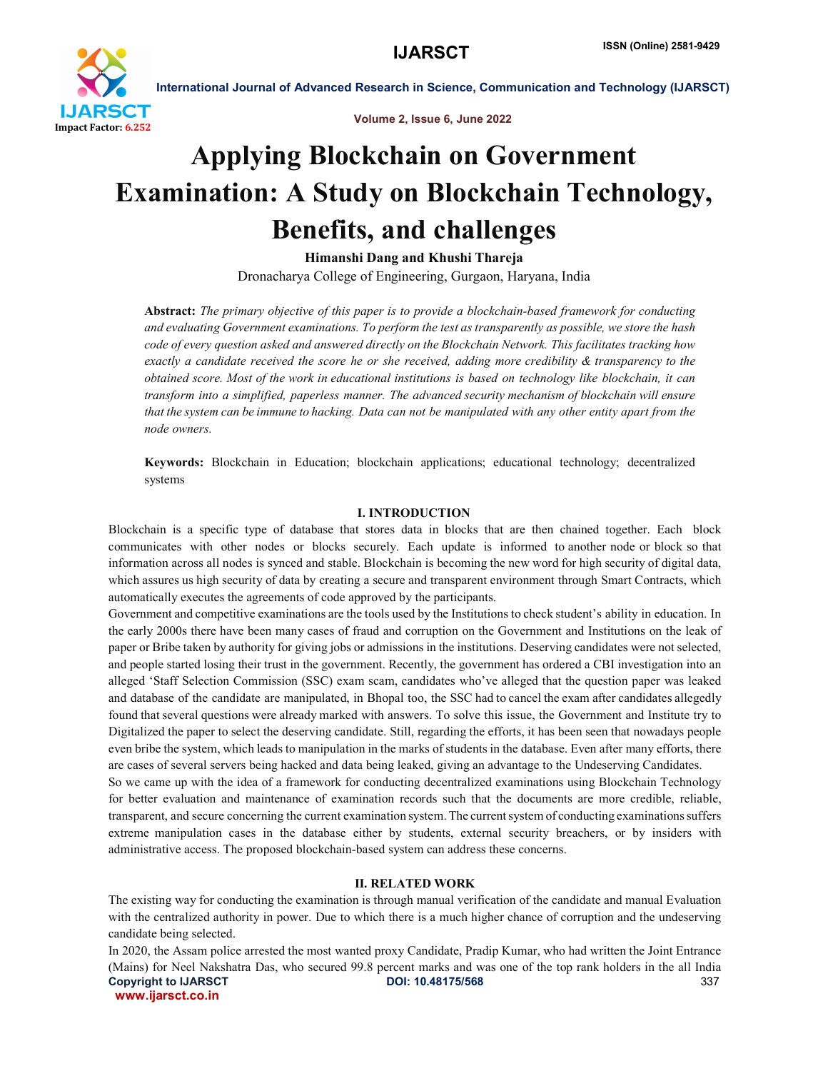# Applying Blockchain on Government Examination: A Study on Blockchain Technology, Benefits, and challenges

**Himanshi Dang and Khushi Thareja**

Dronacharya College of Engineering, Gurgaon, Haryana, India

**Abstract:** *The primary objective of this paper is to provide a blockchain-based framework for conducting and evaluating Government examinations. To perform the test as transparently as possible, we store the hash code of every question asked and answered directly on the Blockchain Network. This facilitates tracking how exactly a candidate received the score he or she received, adding more credibility & transparency to the obtained score. Most of the work in educational institutions is based on technology like blockchain, it can transform into a simplified, paperless manner. The advanced security mechanism of blockchain will ensure that the system can be immune to hacking. Data can not be manipulated with any other entity apart from the node owners.*

**Keywords:** Blockchain in Education; blockchain applications; educational technology; decentralized systems

## I. INTRODUCTION

Blockchain is a specific type of database that stores data in blocks that are then chained together. Each block communicates with other nodes or blocks securely. Each update is informed to another node or block so that information across all nodes is synced and stable. Blockchain is becoming the new word for high security of digital data, which assures us high security of data by creating a secure and transparent environment through Smart Contracts, which automatically executes the agreements of code approved by the participants.

Government and competitive examinations are the tools used by the Institutions to check student's ability in education. In the early 2000s there have been many cases of fraud and corruption on the Government and Institutions on the leak of paper or Bribe taken by authority for giving jobs or admissions in the institutions. Deserving candidates were not selected, and people started losing their trust in the government. Recently, the government has ordered a CBI investigation into an alleged 'Staff Selection Commission (SSC) exam scam, candidates who've alleged that the question paper was leaked and database of the candidate are manipulated, in Bhopal too, the SSC had to cancel the exam after candidates allegedly found that several questions were already marked with answers. To solve this issue, the Government and Institute try to Digitalized the paper to select the deserving candidate. Still, regarding the efforts, it has been seen that nowadays people even bribe the system, which leads to manipulation in the marks of students in the database. Even after many efforts, there are cases of several servers being hacked and data being leaked, giving an advantage to the Undeserving Candidates.

So we came up with the idea of a framework for conducting decentralized examinations using Blockchain Technology for better evaluation and maintenance of examination records such that the documents are more credible, reliable, transparent, and secure concerning the current examination system. The current system of conducting examinations suffers extreme manipulation cases in the database either by students, external security breachers, or by insiders with administrative access. The proposed blockchain-based system can address these concerns.

## II. RELATED WORK

The existing way for conducting the examination is through manual verification of the candidate and manual Evaluation with the centralized authority in power. Due to which there is a much higher chance of corruption and the undeserving candidate being selected.

In 2020, the Assam police arrested the most wanted proxy Candidate, Pradip Kumar, who had written the Joint Entrance (Mains) for Neel Nakshatra Das, who secured 99.8 percent marks and was one of the top rank holders in the all India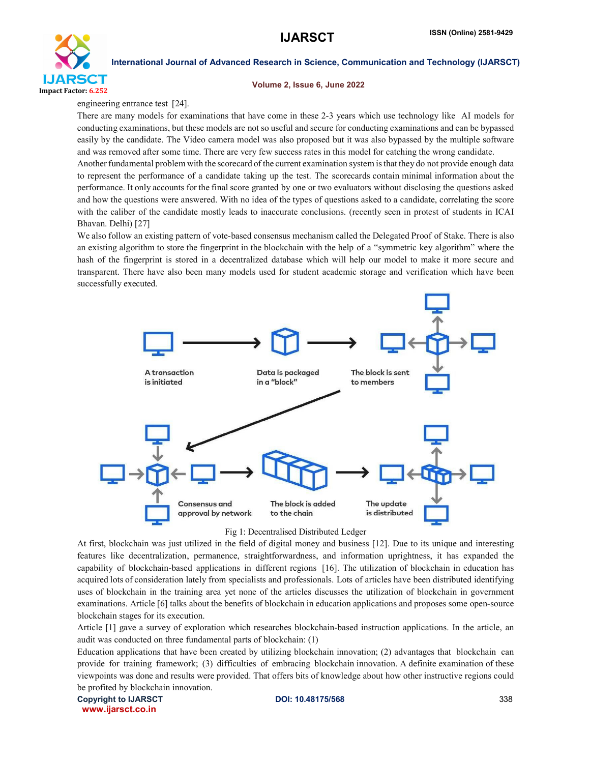engineering entrance test [24].

There are many models for examinations that have come in these 2-3 years which use technology like AI models for conducting examinations, but these models are not so useful and secure for conducting examinations and can be bypassed easily by the candidate. The Video camera model was also proposed but it was also bypassed by the multiple software and was removed after some time. There are very few success rates in this model for catching the wrong candidate.

Another fundamental problem with the scorecard of the current examination system is that they do not provide enough data to represent the performance of a candidate taking up the test. The scorecards contain minimal information about the performance. It only accounts for the final score granted by one or two evaluators without disclosing the questions asked and how the questions were answered. With no idea of the types of questions asked to a candidate, correlating the score with the caliber of the candidate mostly leads to inaccurate conclusions. (recently seen in protest of students in ICAI Bhavan. Delhi) [27]

We also follow an existing pattern of vote-based consensus mechanism called the Delegated Proof of Stake. There is also an existing algorithm to store the fingerprint in the blockchain with the help of a "symmetric key algorithm" where the hash of the fingerprint is stored in a decentralized database which will help our model to make it more secure and transparent. There have also been many models used for student academic storage and verification which have been successfully executed.

Fig 1: Decentralised Distributed Ledger

At first, blockchain was just utilized in the field of digital money and business [12]. Due to its unique and interesting features like decentralization, permanence, straightforwardness, and information uprightness, it has expanded the capability of blockchain-based applications in different regions [16]. The utilization of blockchain in education has acquired lots of consideration lately from specialists and professionals. Lots of articles have been distributed identifying uses of blockchain in the training area yet none of the articles discusses the utilization of blockchain in government examinations. Article [6] talks about the benefits of blockchain in education applications and proposes some open-source blockchain stages for its execution.

Article [1] gave a survey of exploration which researches blockchain-based instruction applications. In the article, an audit was conducted on three fundamental parts of blockchain: (1)

Education applications that have been created by utilizing blockchain innovation; (2) advantages that blockchain can provide for training framework; (3) difficulties of embracing blockchain innovation. A definite examination of these viewpoints was done and results were provided. That offers bits of knowledge about how other instructive regions could be profited by blockchain innovation.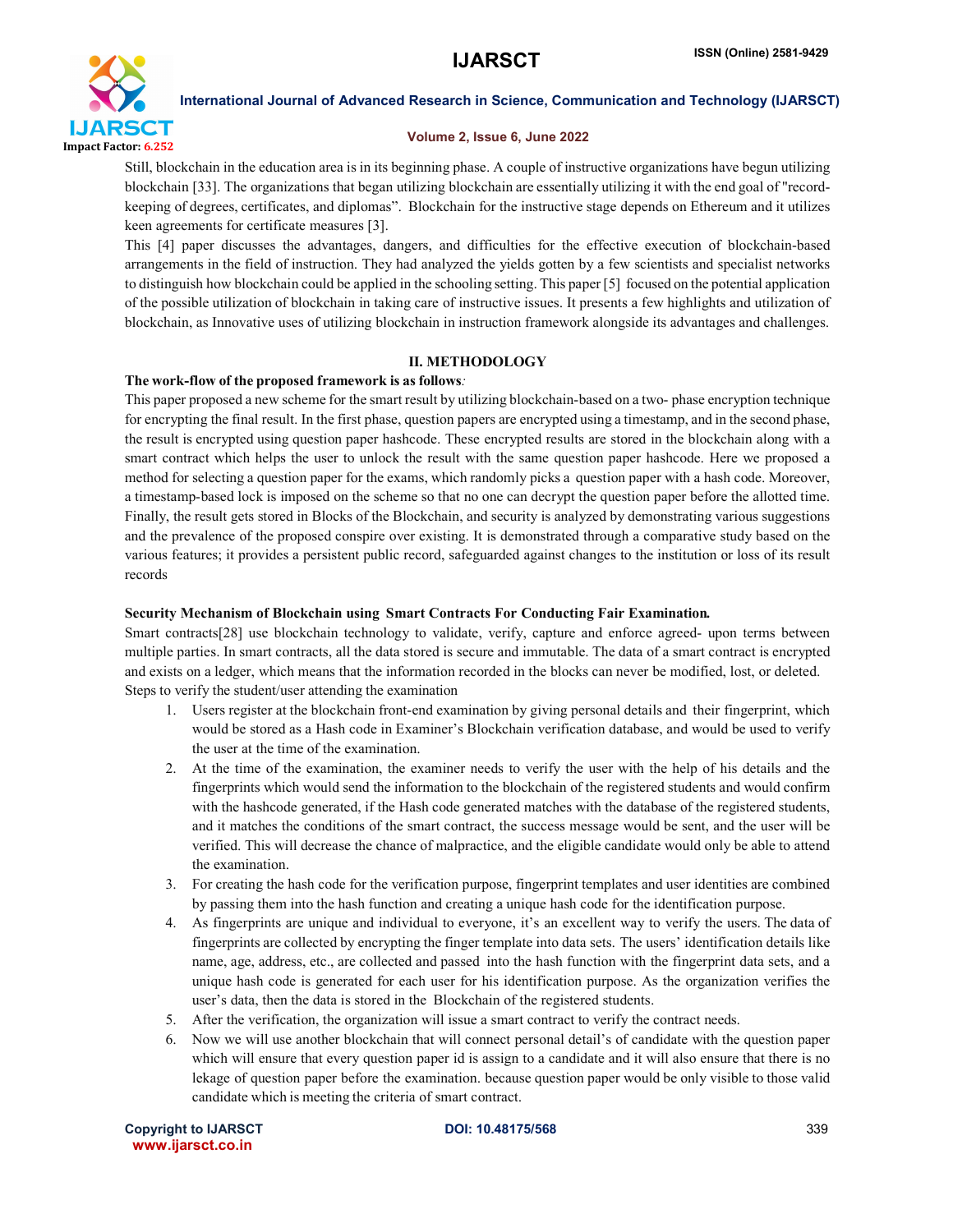Still, blockchain in the education area is in its beginning phase. A couple of instructive organizations have begun utilizing blockchain [33]. The organizations that began utilizing blockchain are essentially utilizing it with the end goal of "record-keeping of degrees, certificates, and diplomas". Blockchain for the instructive stage depends on Ethereum and it utilizes keen agreements for certificate measures [3].

This [4] paper discusses the advantages, dangers, and difficulties for the effective execution of blockchain-based arrangements in the field of instruction. They had analyzed the yields gotten by a few scientists and specialist networks to distinguish how blockchain could be applied in the schooling setting. This paper [5] focused on the potential application of the possible utilization of blockchain in taking care of instructive issues. It presents a few highlights and utilization of blockchain, as Innovative uses of utilizing blockchain in instruction framework alongside its advantages and challenges.

## II. METHODOLOGY

**The work-flow of the proposed framework is as follows***:*

This paper proposed a new scheme for the smart result by utilizing blockchain-based on a two- phase encryption technique for encrypting the final result. In the first phase, question papers are encrypted using a timestamp, and in the second phase, the result is encrypted using question paper hashcode. These encrypted results are stored in the blockchain along with a smart contract which helps the user to unlock the result with the same question paper hashcode. Here we proposed a method for selecting a question paper for the exams, which randomly picks a question paper with a hash code. Moreover, a timestamp-based lock is imposed on the scheme so that no one can decrypt the question paper before the allotted time. Finally, the result gets stored in Blocks of the Blockchain, and security is analyzed by demonstrating various suggestions and the prevalence of the proposed conspire over existing. It is demonstrated through a comparative study based on the various features; it provides a persistent public record, safeguarded against changes to the institution or loss of its result records

**Security Mechanism of Blockchain using Smart Contracts For Conducting Fair Examination.**

Smart contracts[28] use blockchain technology to validate, verify, capture and enforce agreed- upon terms between multiple parties. In smart contracts, all the data stored is secure and immutable. The data of a smart contract is encrypted and exists on a ledger, which means that the information recorded in the blocks can never be modified, lost, or deleted.

Steps to verify the student/user attending the examination

1. Users register at the blockchain front-end examination by giving personal details and their fingerprint, which would be stored as a Hash code in Examiner's Blockchain verification database, and would be used to verify the user at the time of the examination.
2. At the time of the examination, the examiner needs to verify the user with the help of his details and the fingerprints which would send the information to the blockchain of the registered students and would confirm with the hashcode generated, if the Hash code generated matches with the database of the registered students, and it matches the conditions of the smart contract, the success message would be sent, and the user will be verified. This will decrease the chance of malpractice, and the eligible candidate would only be able to attend the examination.
3. For creating the hash code for the verification purpose, fingerprint templates and user identities are combined by passing them into the hash function and creating a unique hash code for the identification purpose.
4. As fingerprints are unique and individual to everyone, it's an excellent way to verify the users. The data of fingerprints are collected by encrypting the finger template into data sets. The users' identification details like name, age, address, etc., are collected and passed into the hash function with the fingerprint data sets, and a unique hash code is generated for each user for his identification purpose. As the organization verifies the user's data, then the data is stored in the Blockchain of the registered students.
5. After the verification, the organization will issue a smart contract to verify the contract needs.
6. Now we will use another blockchain that will connect personal detail's of candidate with the question paper which will ensure that every question paper id is assign to a candidate and it will also ensure that there is no lekage of question paper before the examination. because question paper would be only visible to those valid candidate which is meeting the criteria of smart contract.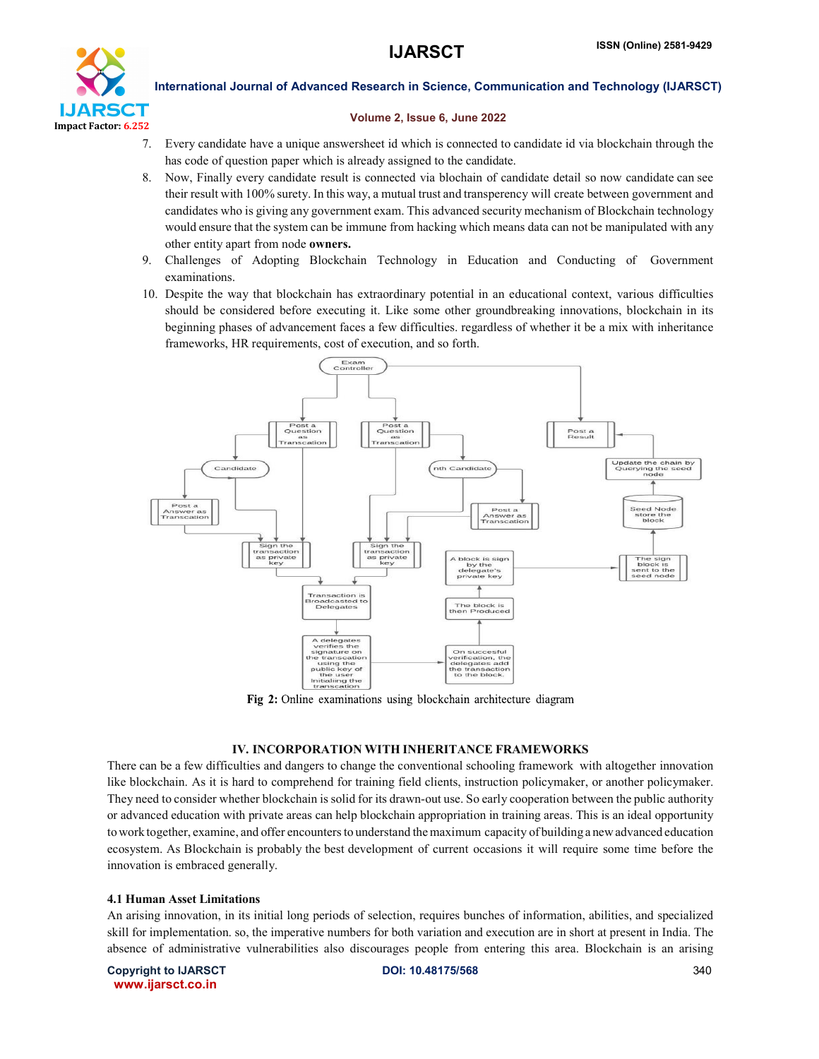7. Every candidate have a unique answersheet id which is connected to candidate id via blockchain through the has code of question paper which is already assigned to the candidate.
8. Now, Finally every candidate result is connected via blochain of candidate detail so now candidate can see their result with 100% surety. In this way, a mutual trust and transperency will create between government and candidates who is giving any government exam. This advanced security mechanism of Blockchain technology would ensure that the system can be immune from hacking which means data can not be manipulated with any other entity apart from node **owners.**
9. Challenges of Adopting Blockchain Technology in Education and Conducting of Government examinations.
10. Despite the way that blockchain has extraordinary potential in an educational context, various difficulties should be considered before executing it. Like some other groundbreaking innovations, blockchain in its beginning phases of advancement faces a few difficulties. regardless of whether it be a mix with inheritance frameworks, HR requirements, cost of execution, and so forth.

**Fig 2:** Online examinations using blockchain architecture diagram

## IV. INCORPORATION WITH INHERITANCE FRAMEWORKS

There can be a few difficulties and dangers to change the conventional schooling framework with altogether innovation like blockchain. As it is hard to comprehend for training field clients, instruction policymaker, or another policymaker. They need to consider whether blockchain is solid for its drawn-out use. So early cooperation between the public authority or advanced education with private areas can help blockchain appropriation in training areas. This is an ideal opportunity to work together, examine, and offer encounters to understand the maximum capacity of building a new advanced education ecosystem. As Blockchain is probably the best development of current occasions it will require some time before the innovation is embraced generally.

### 4.1 Human Asset Limitations

An arising innovation, in its initial long periods of selection, requires bunches of information, abilities, and specialized skill for implementation. so, the imperative numbers for both variation and execution are in short at present in India. The absence of administrative vulnerabilities also discourages people from entering this area. Blockchain is an arising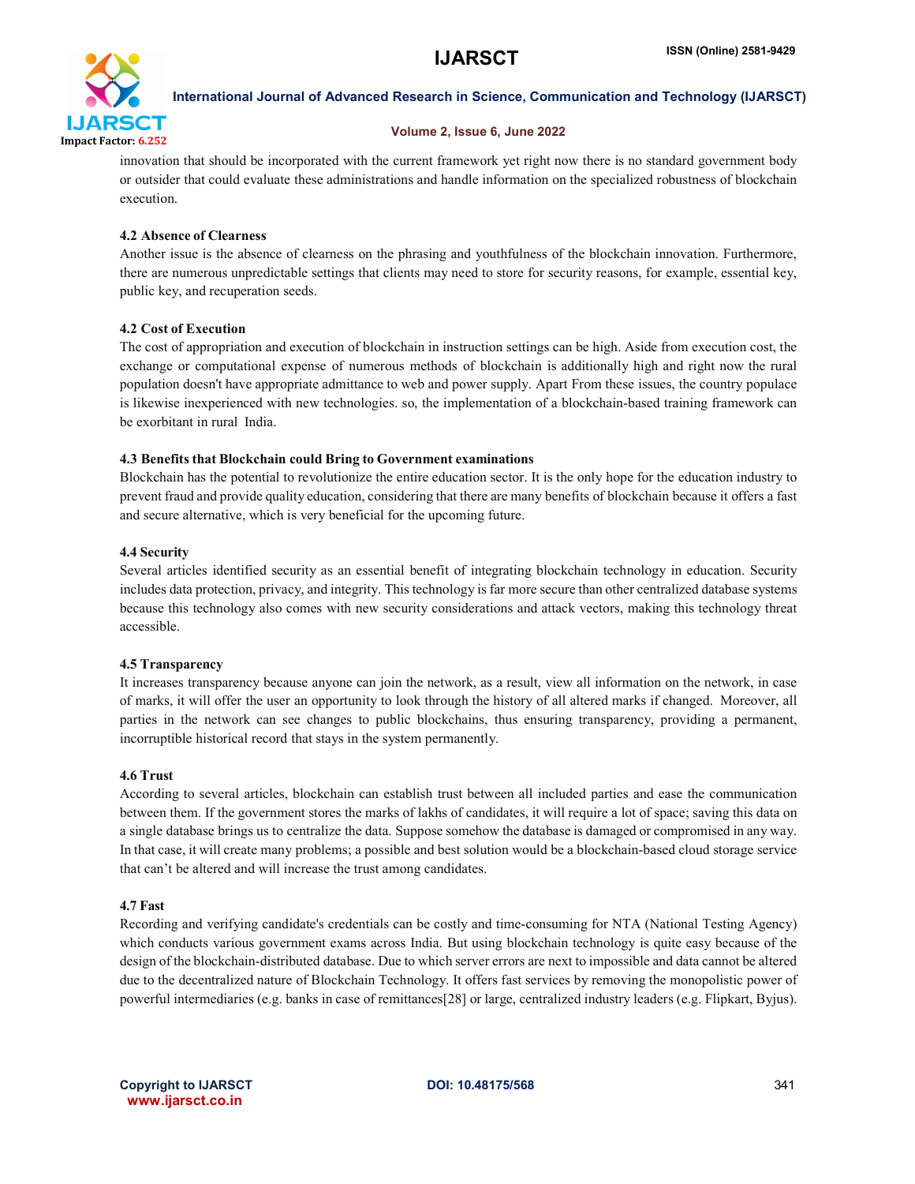innovation that should be incorporated with the current framework yet right now there is no standard government body or outsider that could evaluate these administrations and handle information on the specialized robustness of blockchain execution.

### 4.2 Absence of Clearness

Another issue is the absence of clearness on the phrasing and youthfulness of the blockchain innovation. Furthermore, there are numerous unpredictable settings that clients may need to store for security reasons, for example, essential key, public key, and recuperation seeds.

### 4.2 Cost of Execution

The cost of appropriation and execution of blockchain in instruction settings can be high. Aside from execution cost, the exchange or computational expense of numerous methods of blockchain is additionally high and right now the rural population doesn't have appropriate admittance to web and power supply. Apart From these issues, the country populace is likewise inexperienced with new technologies. so, the implementation of a blockchain-based training framework can be exorbitant in rural India.

### 4.3 Benefits that Blockchain could Bring to Government examinations

Blockchain has the potential to revolutionize the entire education sector. It is the only hope for the education industry to prevent fraud and provide quality education, considering that there are many benefits of blockchain because it offers a fast and secure alternative, which is very beneficial for the upcoming future.

### 4.4 Security

Several articles identified security as an essential benefit of integrating blockchain technology in education. Security includes data protection, privacy, and integrity. This technology is far more secure than other centralized database systems because this technology also comes with new security considerations and attack vectors, making this technology threat accessible.

### 4.5 Transparency

It increases transparency because anyone can join the network, as a result, view all information on the network, in case of marks, it will offer the user an opportunity to look through the history of all altered marks if changed. Moreover, all parties in the network can see changes to public blockchains, thus ensuring transparency, providing a permanent, incorruptible historical record that stays in the system permanently.

### 4.6 Trust

According to several articles, blockchain can establish trust between all included parties and ease the communication between them. If the government stores the marks of lakhs of candidates, it will require a lot of space; saving this data on a single database brings us to centralize the data. Suppose somehow the database is damaged or compromised in any way. In that case, it will create many problems; a possible and best solution would be a blockchain-based cloud storage service that can't be altered and will increase the trust among candidates.

### 4.7 Fast

Recording and verifying candidate's credentials can be costly and time-consuming for NTA (National Testing Agency) which conducts various government exams across India. But using blockchain technology is quite easy because of the design of the blockchain-distributed database. Due to which server errors are next to impossible and data cannot be altered due to the decentralized nature of Blockchain Technology. It offers fast services by removing the monopolistic power of powerful intermediaries (e.g. banks in case of remittances[28] or large, centralized industry leaders (e.g. Flipkart, Byjus).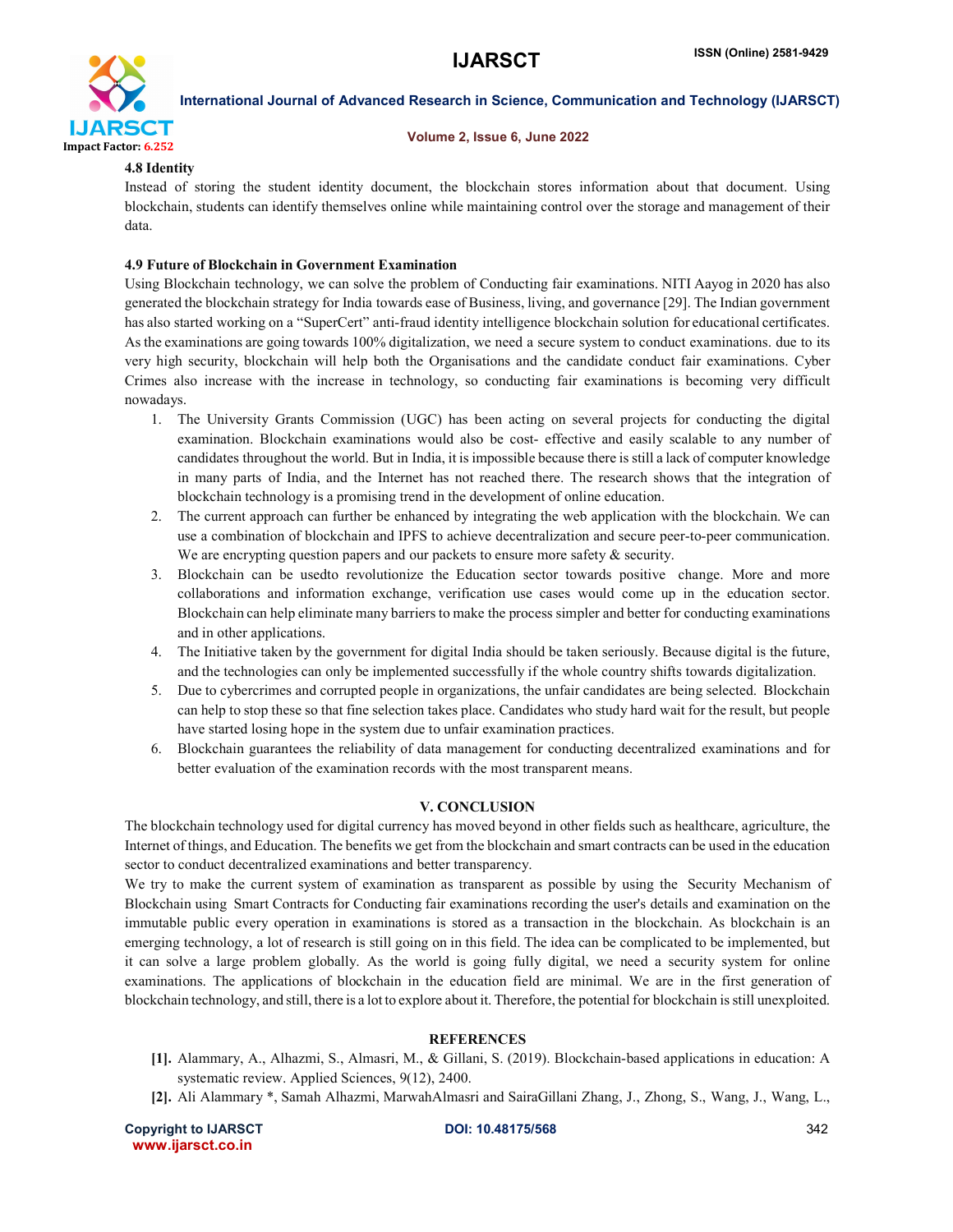### 4.8 Identity

Instead of storing the student identity document, the blockchain stores information about that document. Using blockchain, students can identify themselves online while maintaining control over the storage and management of their data.

### 4.9 Future of Blockchain in Government Examination

Using Blockchain technology, we can solve the problem of Conducting fair examinations. NITI Aayog in 2020 has also generated the blockchain strategy for India towards ease of Business, living, and governance [29]. The Indian government has also started working on a "SuperCert" anti-fraud identity intelligence blockchain solution for educational certificates. As the examinations are going towards 100% digitalization, we need a secure system to conduct examinations. due to its very high security, blockchain will help both the Organisations and the candidate conduct fair examinations. Cyber Crimes also increase with the increase in technology, so conducting fair examinations is becoming very difficult nowadays.

1. The University Grants Commission (UGC) has been acting on several projects for conducting the digital examination. Blockchain examinations would also be cost- effective and easily scalable to any number of candidates throughout the world. But in India, it is impossible because there is still a lack of computer knowledge in many parts of India, and the Internet has not reached there. The research shows that the integration of blockchain technology is a promising trend in the development of online education.
2. The current approach can further be enhanced by integrating the web application with the blockchain. We can use a combination of blockchain and IPFS to achieve decentralization and secure peer-to-peer communication. We are encrypting question papers and our packets to ensure more safety & security.
3. Blockchain can be usedto revolutionize the Education sector towards positive change. More and more collaborations and information exchange, verification use cases would come up in the education sector. Blockchain can help eliminate many barriers to make the process simpler and better for conducting examinations and in other applications.
4. The Initiative taken by the government for digital India should be taken seriously. Because digital is the future, and the technologies can only be implemented successfully if the whole country shifts towards digitalization.
5. Due to cybercrimes and corrupted people in organizations, the unfair candidates are being selected. Blockchain can help to stop these so that fine selection takes place. Candidates who study hard wait for the result, but people have started losing hope in the system due to unfair examination practices.
6. Blockchain guarantees the reliability of data management for conducting decentralized examinations and for better evaluation of the examination records with the most transparent means.

## V. CONCLUSION

The blockchain technology used for digital currency has moved beyond in other fields such as healthcare, agriculture, the Internet of things, and Education. The benefits we get from the blockchain and smart contracts can be used in the education sector to conduct decentralized examinations and better transparency.

We try to make the current system of examination as transparent as possible by using the Security Mechanism of Blockchain using Smart Contracts for Conducting fair examinations recording the user's details and examination on the immutable public every operation in examinations is stored as a transaction in the blockchain. As blockchain is an emerging technology, a lot of research is still going on in this field. The idea can be complicated to be implemented, but it can solve a large problem globally. As the world is going fully digital, we need a security system for online examinations. The applications of blockchain in the education field are minimal. We are in the first generation of blockchain technology, and still, there is a lot to explore about it. Therefore, the potential for blockchain is still unexploited.

## REFERENCES

**[1].** Alammary, A., Alhazmi, S., Almasri, M., & Gillani, S. (2019). Blockchain-based applications in education: A systematic review. Applied Sciences, 9(12), 2400.

**[2].** Ali Alammary *, Samah Alhazmi, MarwahAlmasri and SairaGillani Zhang, J., Zhong, S., Wang, J., Wang, L.,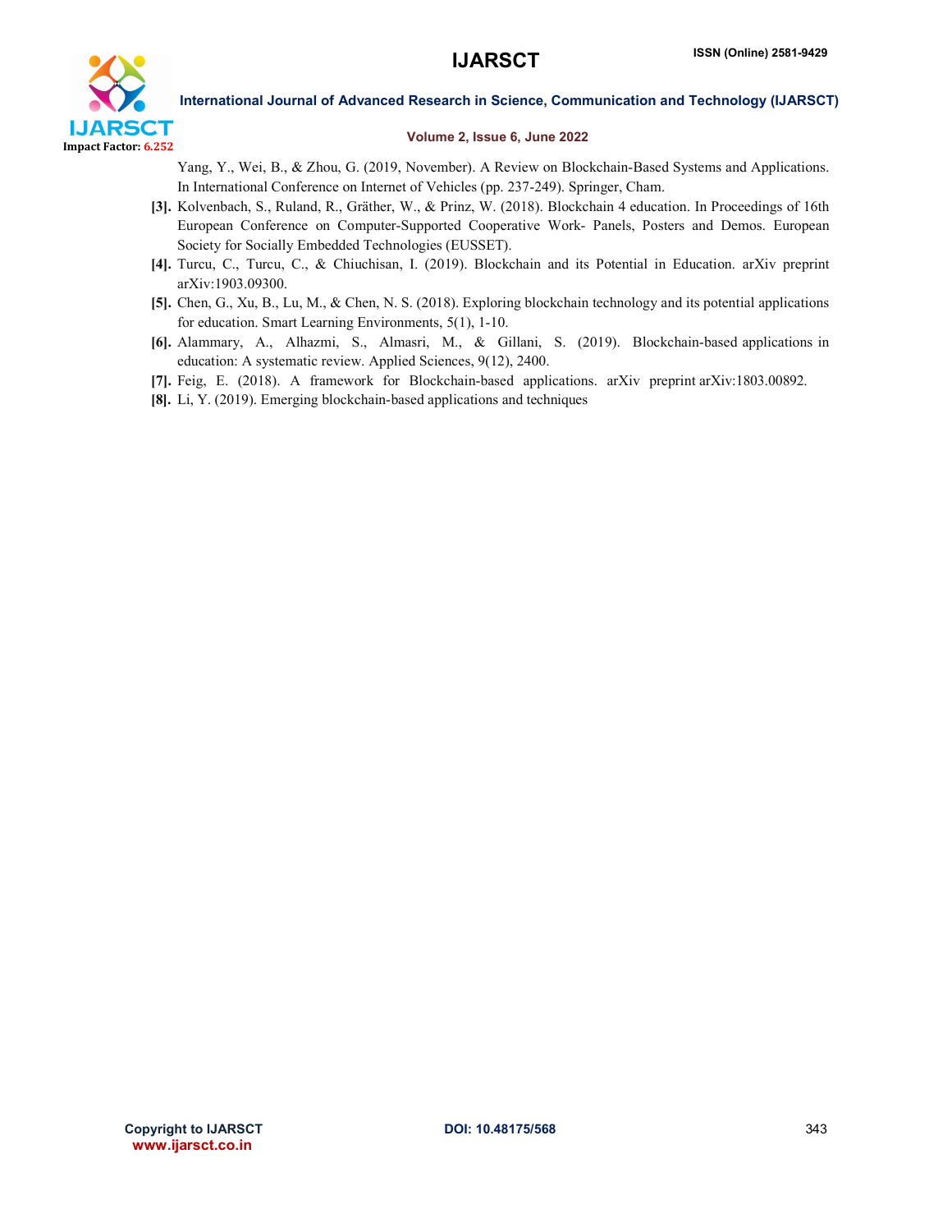Yang, Y., Wei, B., & Zhou, G. (2019, November). A Review on Blockchain-Based Systems and Applications. In International Conference on Internet of Vehicles (pp. 237-249). Springer, Cham.

**[3].** Kolvenbach, S., Ruland, R., Gräther, W., & Prinz, W. (2018). Blockchain 4 education. In Proceedings of 16th European Conference on Computer-Supported Cooperative Work- Panels, Posters and Demos. European Society for Socially Embedded Technologies (EUSSET).

**[4].** Turcu, C., Turcu, C., & Chiuchisan, I. (2019). Blockchain and its Potential in Education. arXiv preprint arXiv:1903.09300.

**[5].** Chen, G., Xu, B., Lu, M., & Chen, N. S. (2018). Exploring blockchain technology and its potential applications for education. Smart Learning Environments, 5(1), 1-10.

**[6].** Alammary, A., Alhazmi, S., Almasri, M., & Gillani, S. (2019). Blockchain-based applications in education: A systematic review. Applied Sciences, 9(12), 2400.

**[7].** Feig, E. (2018). A framework for Blockchain-based applications. arXiv preprint arXiv:1803.00892.

**[8].** Li, Y. (2019). Emerging blockchain-based applications and techniques